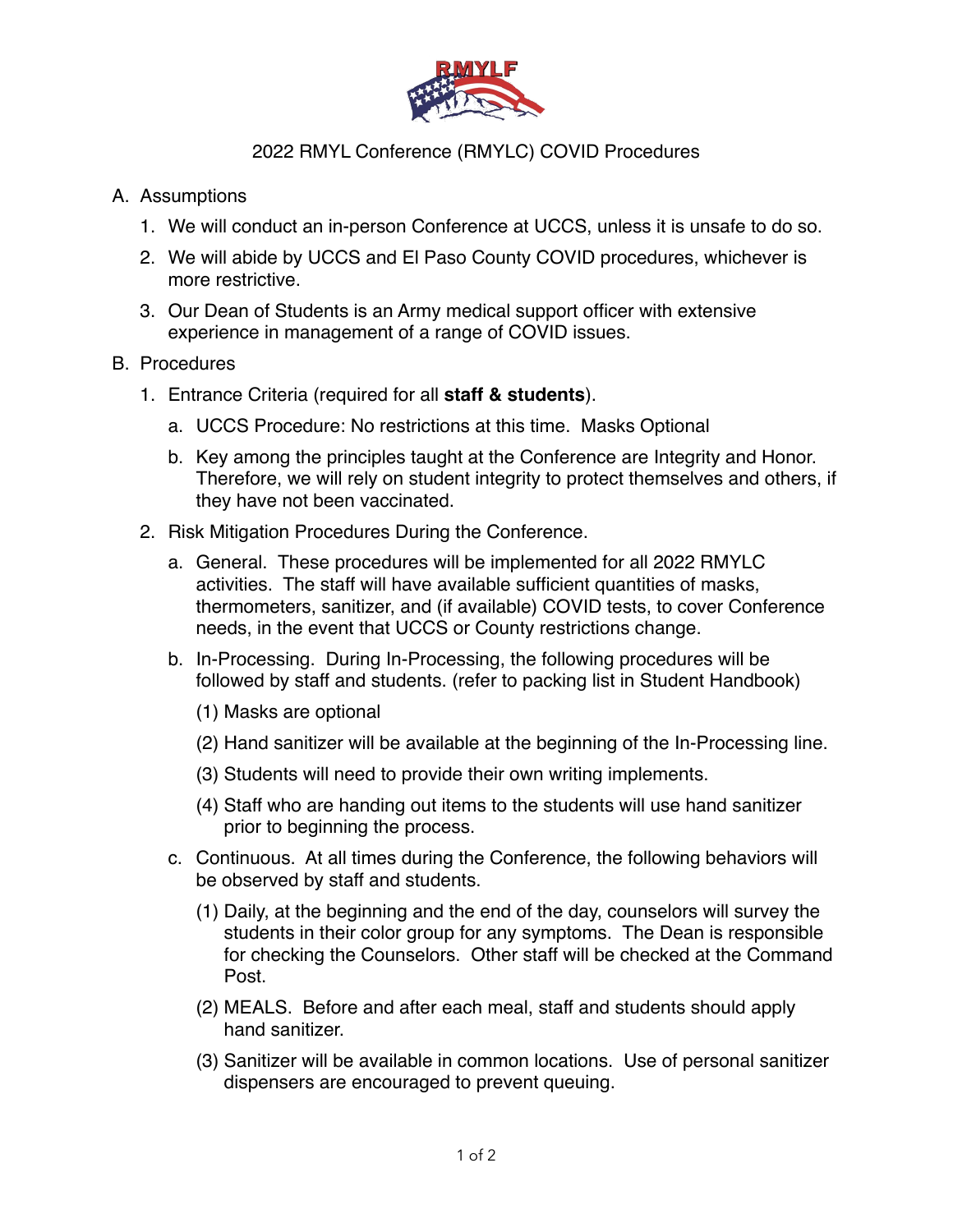# 2022 RMYL Conference (RMYLC) COVID Procedures

A. Assumptions

1. We will conduct an in-person Conference at UCCS, unless it is unsafe to do so.
2. We will abide by UCCS and El Paso County COVID procedures, whichever is more restrictive.
3. Our Dean of Students is an Army medical support officer with extensive experience in management of a range of COVID issues.

B. Procedures

1. Entrance Criteria (required for all **staff & students**).
   a. UCCS Procedure: No restrictions at this time. Masks Optional
   b. Key among the principles taught at the Conference are Integrity and Honor. Therefore, we will rely on student integrity to protect themselves and others, if they have not been vaccinated.
2. Risk Mitigation Procedures During the Conference.
   a. General. These procedures will be implemented for all 2022 RMYLC activities. The staff will have available sufficient quantities of masks, thermometers, sanitizer, and (if available) COVID tests, to cover Conference needs, in the event that UCCS or County restrictions change.
   b. In-Processing. During In-Processing, the following procedures will be followed by staff and students. (refer to packing list in Student Handbook)
      (1) Masks are optional
      (2) Hand sanitizer will be available at the beginning of the In-Processing line.
      (3) Students will need to provide their own writing implements.
      (4) Staff who are handing out items to the students will use hand sanitizer prior to beginning the process.
   c. Continuous. At all times during the Conference, the following behaviors will be observed by staff and students.
      (1) Daily, at the beginning and the end of the day, counselors will survey the students in their color group for any symptoms. The Dean is responsible for checking the Counselors. Other staff will be checked at the Command Post.
      (2) MEALS. Before and after each meal, staff and students should apply hand sanitizer.
      (3) Sanitizer will be available in common locations. Use of personal sanitizer dispensers are encouraged to prevent queuing.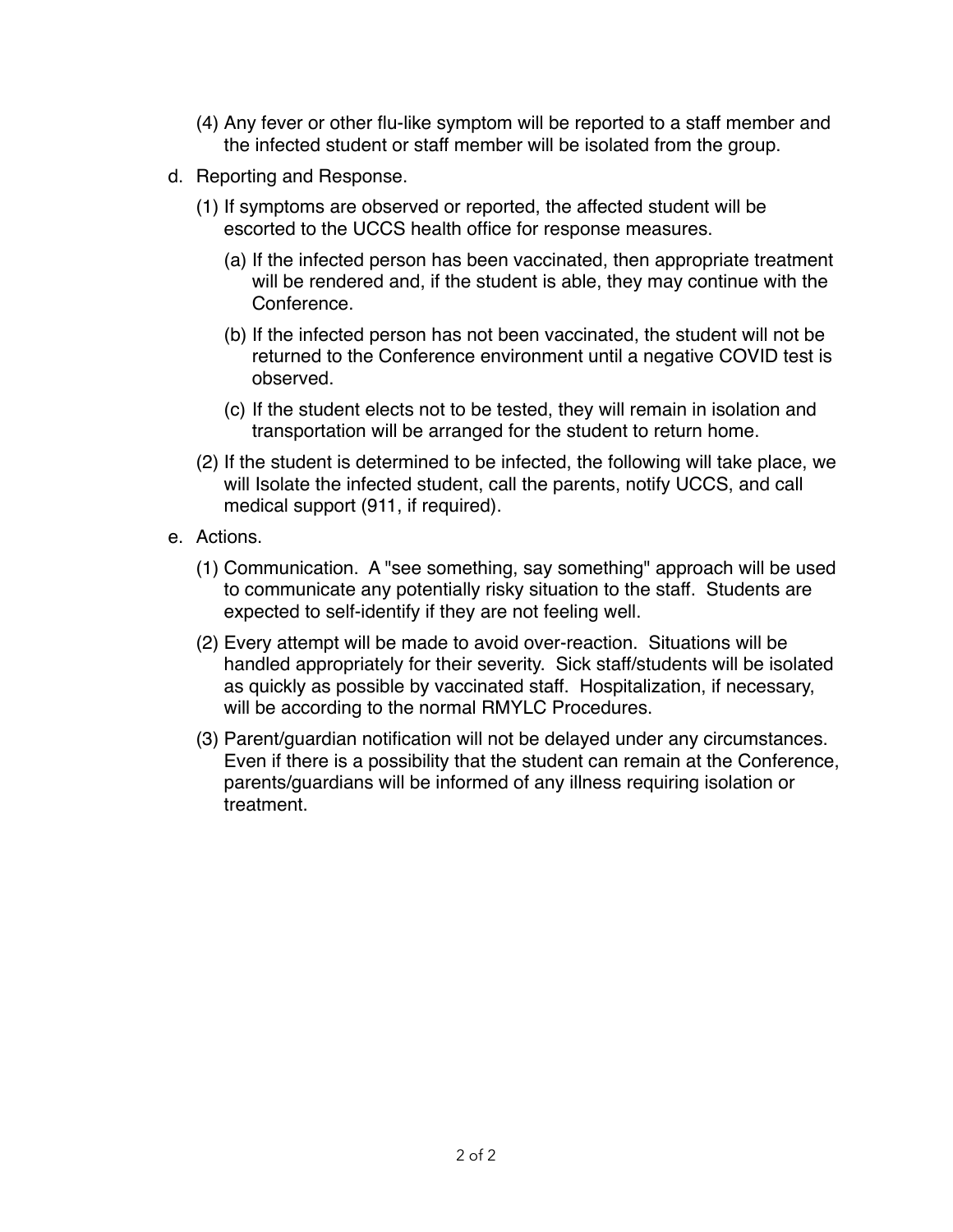(4) Any fever or other flu-like symptom will be reported to a staff member and the infected student or staff member will be isolated from the group.

d. Reporting and Response.

(1) If symptoms are observed or reported, the affected student will be escorted to the UCCS health office for response measures.

(a) If the infected person has been vaccinated, then appropriate treatment will be rendered and, if the student is able, they may continue with the Conference.

(b) If the infected person has not been vaccinated, the student will not be returned to the Conference environment until a negative COVID test is observed.

(c) If the student elects not to be tested, they will remain in isolation and transportation will be arranged for the student to return home.

(2) If the student is determined to be infected, the following will take place, we will Isolate the infected student, call the parents, notify UCCS, and call medical support (911, if required).

e. Actions.

(1) Communication. A "see something, say something" approach will be used to communicate any potentially risky situation to the staff. Students are expected to self-identify if they are not feeling well.

(2) Every attempt will be made to avoid over-reaction. Situations will be handled appropriately for their severity. Sick staff/students will be isolated as quickly as possible by vaccinated staff. Hospitalization, if necessary, will be according to the normal RMYLC Procedures.

(3) Parent/guardian notification will not be delayed under any circumstances. Even if there is a possibility that the student can remain at the Conference, parents/guardians will be informed of any illness requiring isolation or treatment.